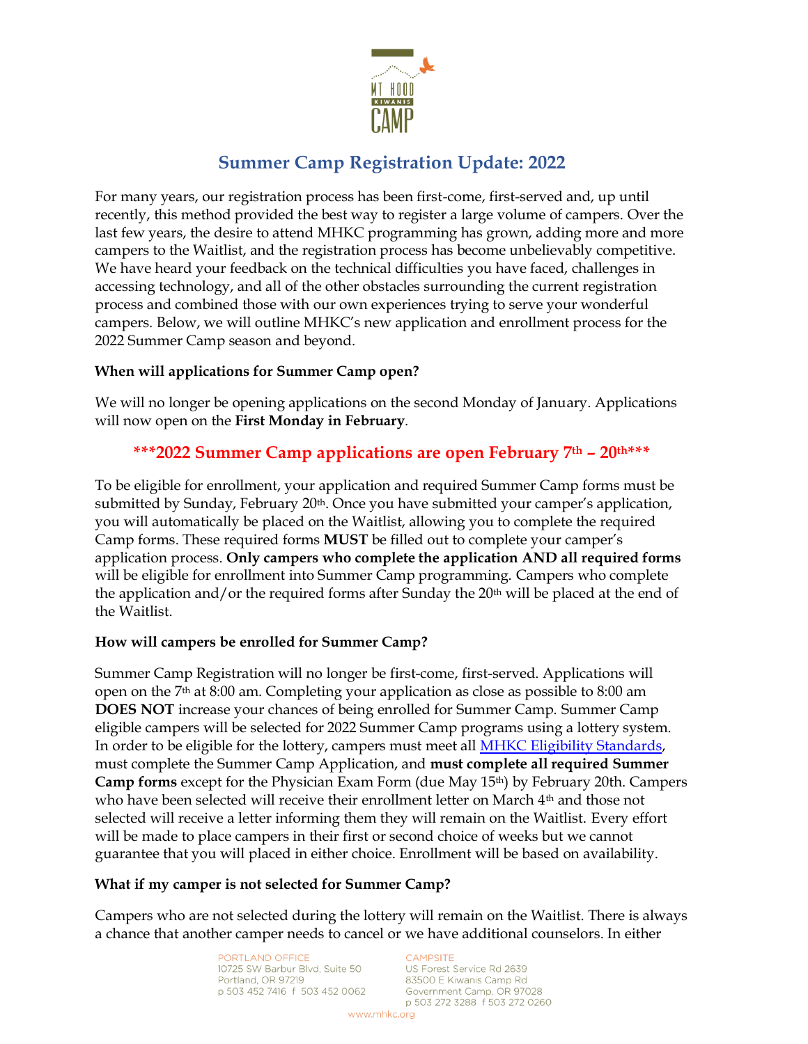# Summer Camp Registration Update: 2022

For many years, our registration process has been first-come, first-served and, up until recently, this method provided the best way to register a large volume of campers. Over the last few years, the desire to attend MHKC programming has grown, adding more and more campers to the Waitlist, and the registration process has become unbelievably competitive. We have heard your feedback on the technical difficulties you have faced, challenges in accessing technology, and all of the other obstacles surrounding the current registration process and combined those with our own experiences trying to serve your wonderful campers. Below, we will outline MHKC's new application and enrollment process for the 2022 Summer Camp season and beyond.

**When will applications for Summer Camp open?**

We will no longer be opening applications on the second Monday of January. Applications will now open on the **First Monday in February**.

## \*\*\*2022 Summer Camp applications are open February 7th – 20th\*\*\*

To be eligible for enrollment, your application and required Summer Camp forms must be submitted by Sunday, February 20th. Once you have submitted your camper's application, you will automatically be placed on the Waitlist, allowing you to complete the required Camp forms. These required forms **MUST** be filled out to complete your camper's application process. **Only campers who complete the application AND all required forms** will be eligible for enrollment into Summer Camp programming. Campers who complete the application and/or the required forms after Sunday the 20th will be placed at the end of the Waitlist.

**How will campers be enrolled for Summer Camp?**

Summer Camp Registration will no longer be first-come, first-served. Applications will open on the 7th at 8:00 am. Completing your application as close as possible to 8:00 am **DOES NOT** increase your chances of being enrolled for Summer Camp. Summer Camp eligible campers will be selected for 2022 Summer Camp programs using a lottery system. In order to be eligible for the lottery, campers must meet all MHKC Eligibility Standards, must complete the Summer Camp Application, and **must complete all required Summer Camp forms** except for the Physician Exam Form (due May 15th) by February 20th. Campers who have been selected will receive their enrollment letter on March 4th and those not selected will receive a letter informing them they will remain on the Waitlist. Every effort will be made to place campers in their first or second choice of weeks but we cannot guarantee that you will placed in either choice. Enrollment will be based on availability.

**What if my camper is not selected for Summer Camp?**

Campers who are not selected during the lottery will remain on the Waitlist. There is always a chance that another camper needs to cancel or we have additional counselors. In either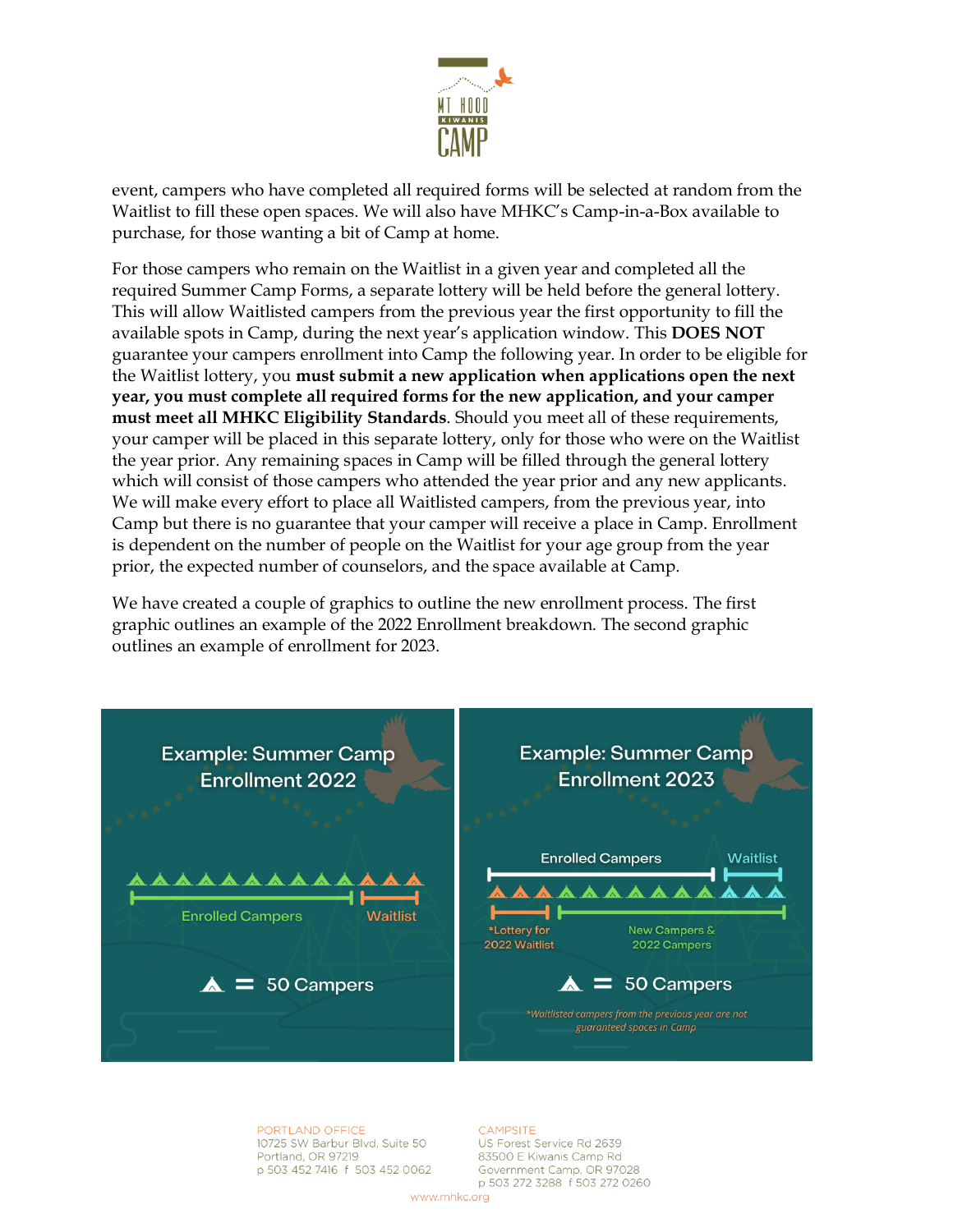event, campers who have completed all required forms will be selected at random from the Waitlist to fill these open spaces. We will also have MHKC's Camp-in-a-Box available to purchase, for those wanting a bit of Camp at home.

For those campers who remain on the Waitlist in a given year and completed all the required Summer Camp Forms, a separate lottery will be held before the general lottery. This will allow Waitlisted campers from the previous year the first opportunity to fill the available spots in Camp, during the next year's application window. This **DOES NOT** guarantee your campers enrollment into Camp the following year. In order to be eligible for the Waitlist lottery, you **must submit a new application when applications open the next year, you must complete all required forms for the new application, and your camper must meet all MHKC Eligibility Standards**. Should you meet all of these requirements, your camper will be placed in this separate lottery, only for those who were on the Waitlist the year prior. Any remaining spaces in Camp will be filled through the general lottery which will consist of those campers who attended the year prior and any new applicants. We will make every effort to place all Waitlisted campers, from the previous year, into Camp but there is no guarantee that your camper will receive a place in Camp. Enrollment is dependent on the number of people on the Waitlist for your age group from the year prior, the expected number of counselors, and the space available at Camp.

We have created a couple of graphics to outline the new enrollment process. The first graphic outlines an example of the 2022 Enrollment breakdown. The second graphic outlines an example of enrollment for 2023.

**Example: Summer Camp Enrollment 2022**

Enrolled Campers | Waitlist

⛺ = 50 Campers

**Example: Summer Camp Enrollment 2023**

Enrolled Campers | Waitlist

*Lottery for 2022 Waitlist | New Campers & 2022 Campers

⛺ = 50 Campers

*Waitlisted campers from the previous year are not guaranteed spaces in Camp*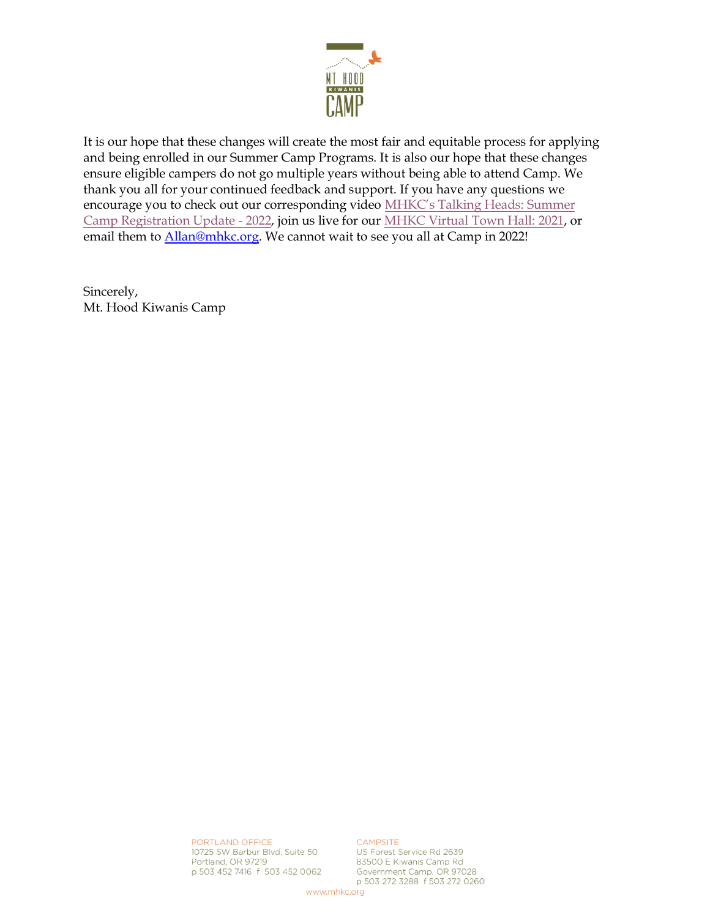It is our hope that these changes will create the most fair and equitable process for applying and being enrolled in our Summer Camp Programs. It is also our hope that these changes ensure eligible campers do not go multiple years without being able to attend Camp. We thank you all for your continued feedback and support. If you have any questions we encourage you to check out our corresponding video MHKC's Talking Heads: Summer Camp Registration Update - 2022, join us live for our MHKC Virtual Town Hall: 2021, or email them to Allan@mhkc.org. We cannot wait to see you all at Camp in 2022!

Sincerely,
Mt. Hood Kiwanis Camp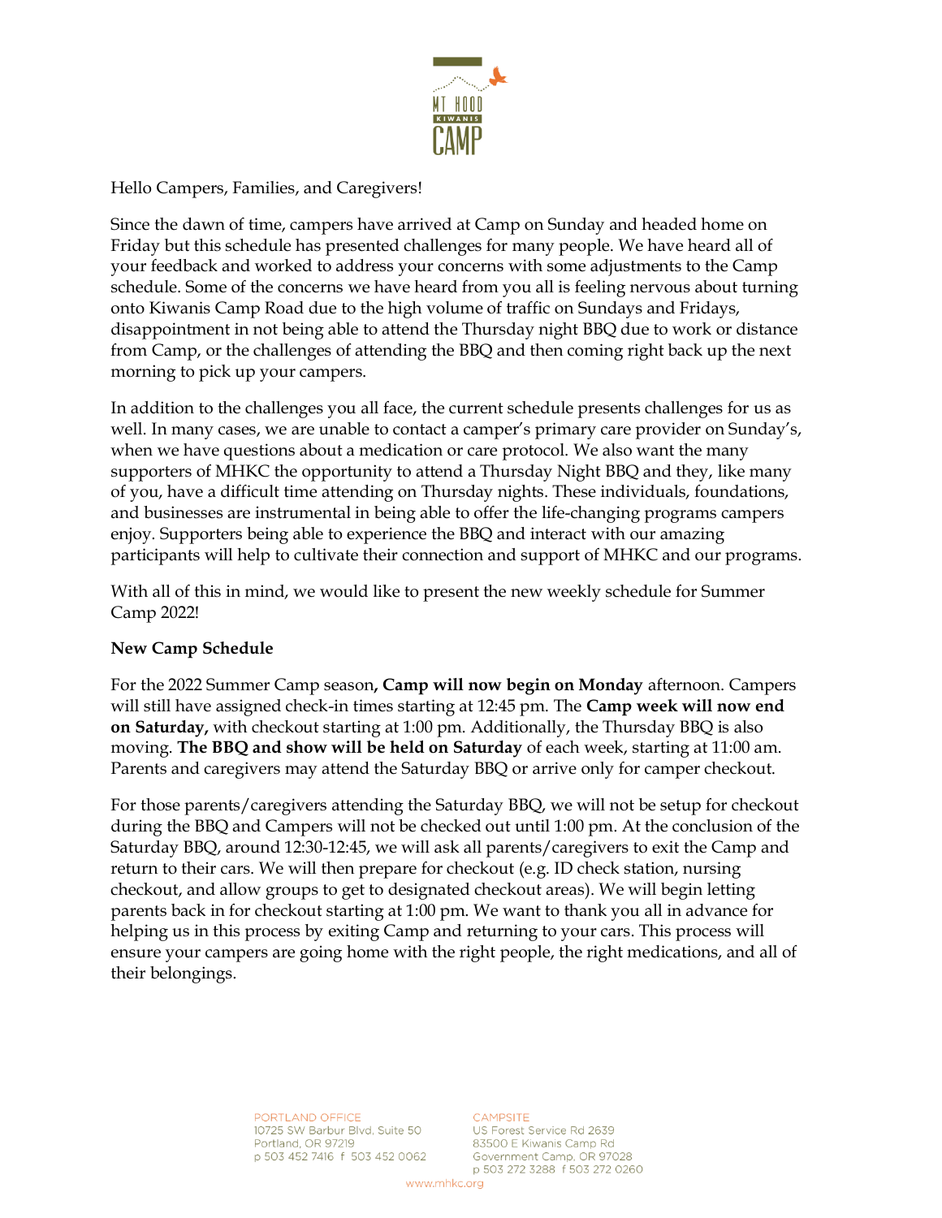Hello Campers, Families, and Caregivers!

Since the dawn of time, campers have arrived at Camp on Sunday and headed home on Friday but this schedule has presented challenges for many people. We have heard all of your feedback and worked to address your concerns with some adjustments to the Camp schedule. Some of the concerns we have heard from you all is feeling nervous about turning onto Kiwanis Camp Road due to the high volume of traffic on Sundays and Fridays, disappointment in not being able to attend the Thursday night BBQ due to work or distance from Camp, or the challenges of attending the BBQ and then coming right back up the next morning to pick up your campers.

In addition to the challenges you all face, the current schedule presents challenges for us as well. In many cases, we are unable to contact a camper's primary care provider on Sunday's, when we have questions about a medication or care protocol. We also want the many supporters of MHKC the opportunity to attend a Thursday Night BBQ and they, like many of you, have a difficult time attending on Thursday nights. These individuals, foundations, and businesses are instrumental in being able to offer the life-changing programs campers enjoy. Supporters being able to experience the BBQ and interact with our amazing participants will help to cultivate their connection and support of MHKC and our programs.

With all of this in mind, we would like to present the new weekly schedule for Summer Camp 2022!

**New Camp Schedule**

For the 2022 Summer Camp season**, Camp will now begin on Monday** afternoon. Campers will still have assigned check-in times starting at 12:45 pm. The **Camp week will now end on Saturday,** with checkout starting at 1:00 pm. Additionally, the Thursday BBQ is also moving. **The BBQ and show will be held on Saturday** of each week, starting at 11:00 am. Parents and caregivers may attend the Saturday BBQ or arrive only for camper checkout.

For those parents/caregivers attending the Saturday BBQ, we will not be setup for checkout during the BBQ and Campers will not be checked out until 1:00 pm. At the conclusion of the Saturday BBQ, around 12:30-12:45, we will ask all parents/caregivers to exit the Camp and return to their cars. We will then prepare for checkout (e.g. ID check station, nursing checkout, and allow groups to get to designated checkout areas). We will begin letting parents back in for checkout starting at 1:00 pm. We want to thank you all in advance for helping us in this process by exiting Camp and returning to your cars. This process will ensure your campers are going home with the right people, the right medications, and all of their belongings.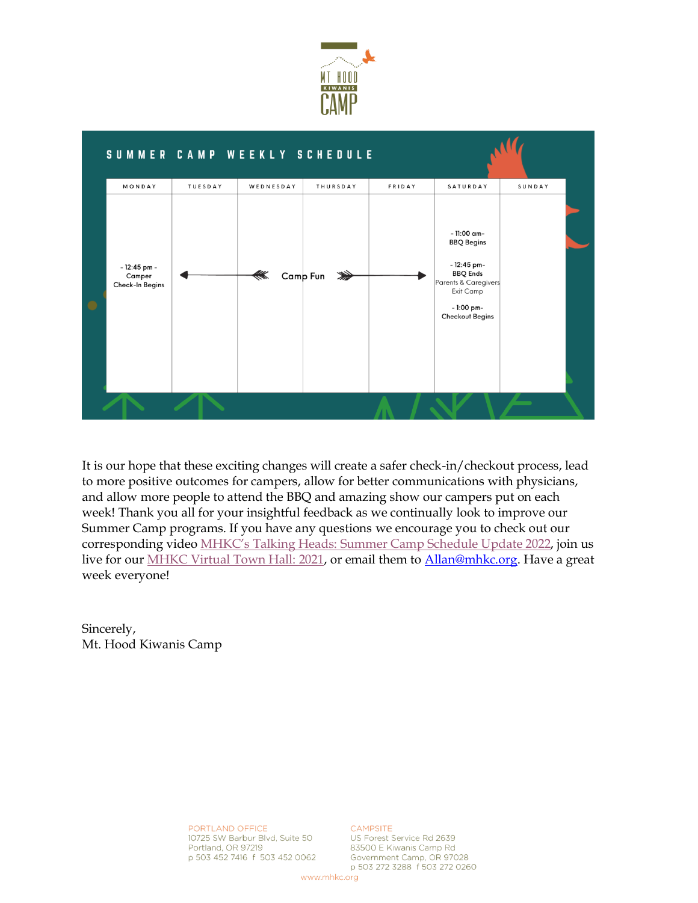## SUMMER CAMP WEEKLY SCHEDULE

| MONDAY | TUESDAY | WEDNESDAY | THURSDAY | FRIDAY | SATURDAY | SUNDAY |
|---|---|---|---|---|---|---|
| - 12:45 pm - Camper Check-In Begins | ← | Camp Fun | | → | - 11:00 am- BBQ Begins<br><br>- 12:45 pm- BBQ Ends Parents & Caregivers Exit Camp<br><br>- 1:00 pm- Checkout Begins | |

It is our hope that these exciting changes will create a safer check-in/checkout process, lead to more positive outcomes for campers, allow for better communications with physicians, and allow more people to attend the BBQ and amazing show our campers put on each week! Thank you all for your insightful feedback as we continually look to improve our Summer Camp programs. If you have any questions we encourage you to check out our corresponding video MHKC's Talking Heads: Summer Camp Schedule Update 2022, join us live for our MHKC Virtual Town Hall: 2021, or email them to Allan@mhkc.org. Have a great week everyone!

Sincerely,
Mt. Hood Kiwanis Camp

PORTLAND OFFICE
10725 SW Barbur Blvd, Suite 50
Portland, OR 97219
p 503 452 7416 f 503 452 0062

CAMPSITE
US Forest Service Rd 2639
83500 E Kiwanis Camp Rd
Government Camp, OR 97028
p 503 272 3288 f 503 272 0260

www.mhkc.org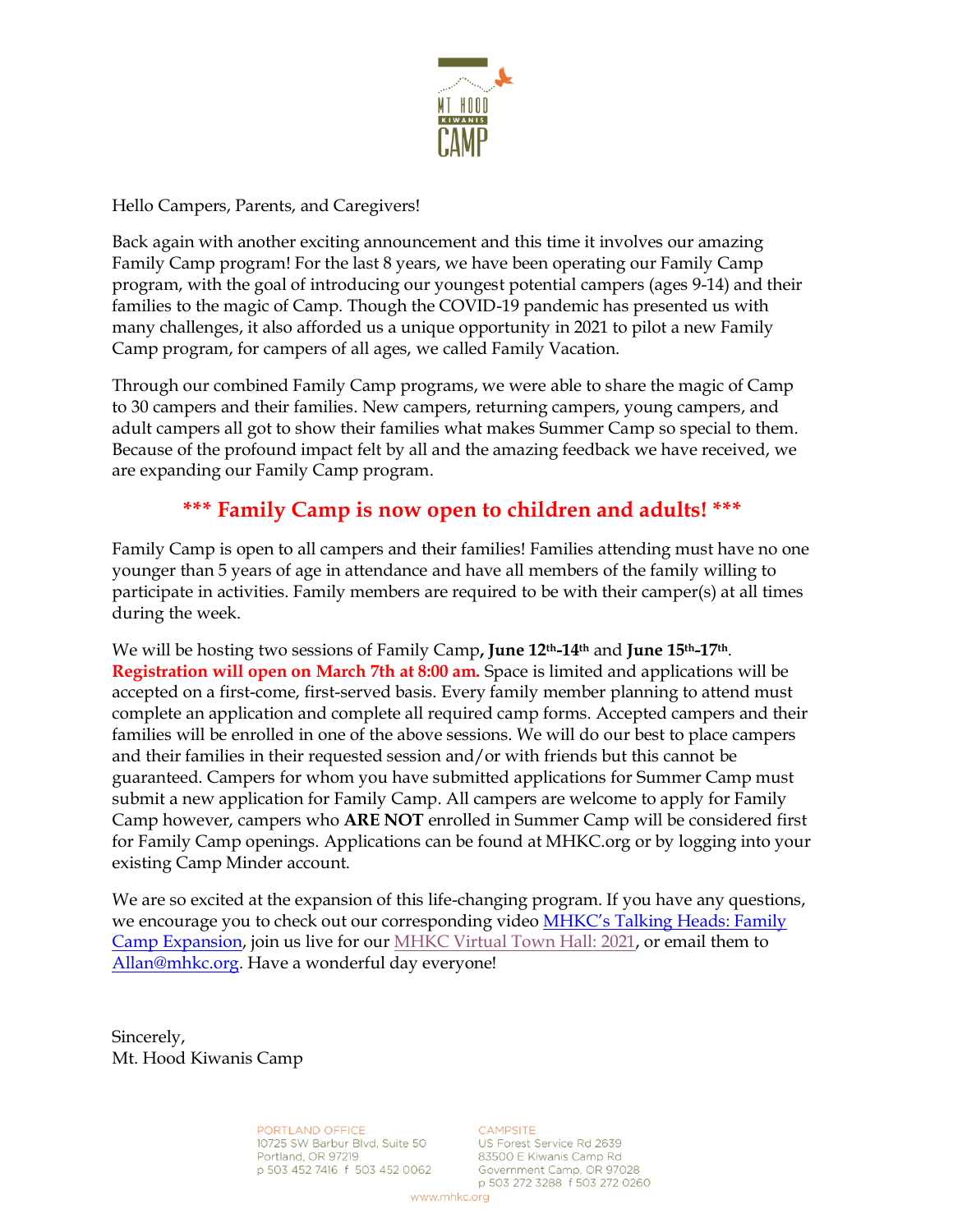Hello Campers, Parents, and Caregivers!

Back again with another exciting announcement and this time it involves our amazing Family Camp program! For the last 8 years, we have been operating our Family Camp program, with the goal of introducing our youngest potential campers (ages 9-14) and their families to the magic of Camp. Though the COVID-19 pandemic has presented us with many challenges, it also afforded us a unique opportunity in 2021 to pilot a new Family Camp program, for campers of all ages, we called Family Vacation.

Through our combined Family Camp programs, we were able to share the magic of Camp to 30 campers and their families. New campers, returning campers, young campers, and adult campers all got to show their families what makes Summer Camp so special to them. Because of the profound impact felt by all and the amazing feedback we have received, we are expanding our Family Camp program.

**\*\*\* Family Camp is now open to children and adults! \*\*\***

Family Camp is open to all campers and their families! Families attending must have no one younger than 5 years of age in attendance and have all members of the family willing to participate in activities. Family members are required to be with their camper(s) at all times during the week.

We will be hosting two sessions of Family Camp**, June 12th-14th** and **June 15th-17th**. **Registration will open on March 7th at 8:00 am.** Space is limited and applications will be accepted on a first-come, first-served basis. Every family member planning to attend must complete an application and complete all required camp forms. Accepted campers and their families will be enrolled in one of the above sessions. We will do our best to place campers and their families in their requested session and/or with friends but this cannot be guaranteed. Campers for whom you have submitted applications for Summer Camp must submit a new application for Family Camp. All campers are welcome to apply for Family Camp however, campers who **ARE NOT** enrolled in Summer Camp will be considered first for Family Camp openings. Applications can be found at MHKC.org or by logging into your existing Camp Minder account.

We are so excited at the expansion of this life-changing program. If you have any questions, we encourage you to check out our corresponding video MHKC's Talking Heads: Family Camp Expansion, join us live for our MHKC Virtual Town Hall: 2021, or email them to Allan@mhkc.org. Have a wonderful day everyone!

Sincerely,
Mt. Hood Kiwanis Camp

PORTLAND OFFICE
10725 SW Barbur Blvd, Suite 50
Portland, OR 97219
p 503 452 7416 f 503 452 0062

CAMPSITE
US Forest Service Rd 2639
83500 E Kiwanis Camp Rd
Government Camp, OR 97028
p 503 272 3288 f 503 272 0260

www.mhkc.org